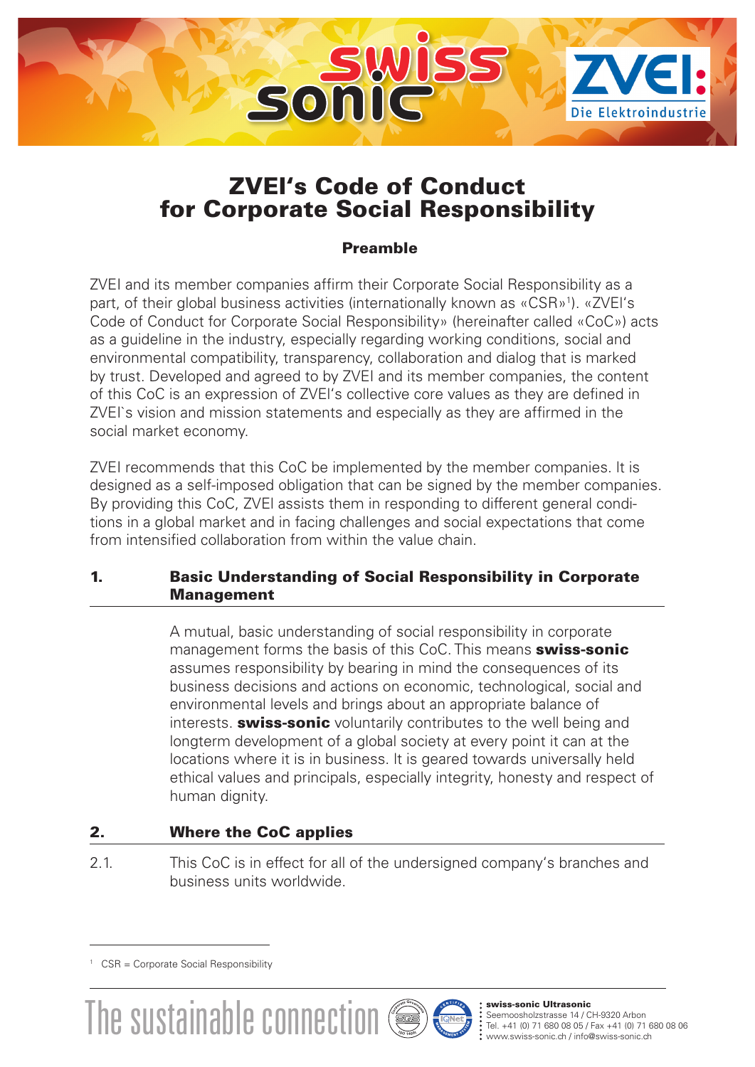# ZVEI's Code of Conduct for Corporate Social Responsibility

## Preamble

ZVEI and its member companies affirm their Corporate Social Responsibility as a part, of their global business activities (internationally known as «CSR»[1]). «ZVEI's Code of Conduct for Corporate Social Responsibility» (hereinafter called «CoC») acts as a guideline in the industry, especially regarding working conditions, social and environmental compatibility, transparency, collaboration and dialog that is marked by trust. Developed and agreed to by ZVEI and its member companies, the content of this CoC is an expression of ZVEI's collective core values as they are defined in ZVEI`s vision and mission statements and especially as they are affirmed in the social market economy.

ZVEI recommends that this CoC be implemented by the member companies. It is designed as a self-imposed obligation that can be signed by the member companies. By providing this CoC, ZVEI assists them in responding to different general conditions in a global market and in facing challenges and social expectations that come from intensified collaboration from within the value chain.

## 1. Basic Understanding of Social Responsibility in Corporate Management

A mutual, basic understanding of social responsibility in corporate management forms the basis of this CoC. This means **swiss-sonic** assumes responsibility by bearing in mind the consequences of its business decisions and actions on economic, technological, social and environmental levels and brings about an appropriate balance of interests. **swiss-sonic** voluntarily contributes to the well being and longterm development of a global society at every point it can at the locations where it is in business. It is geared towards universally held ethical values and principals, especially integrity, honesty and respect of human dignity.

## 2. Where the CoC applies

2.1. This CoC is in effect for all of the undersigned company's branches and business units worldwide.

---

[1] CSR = Corporate Social Responsibility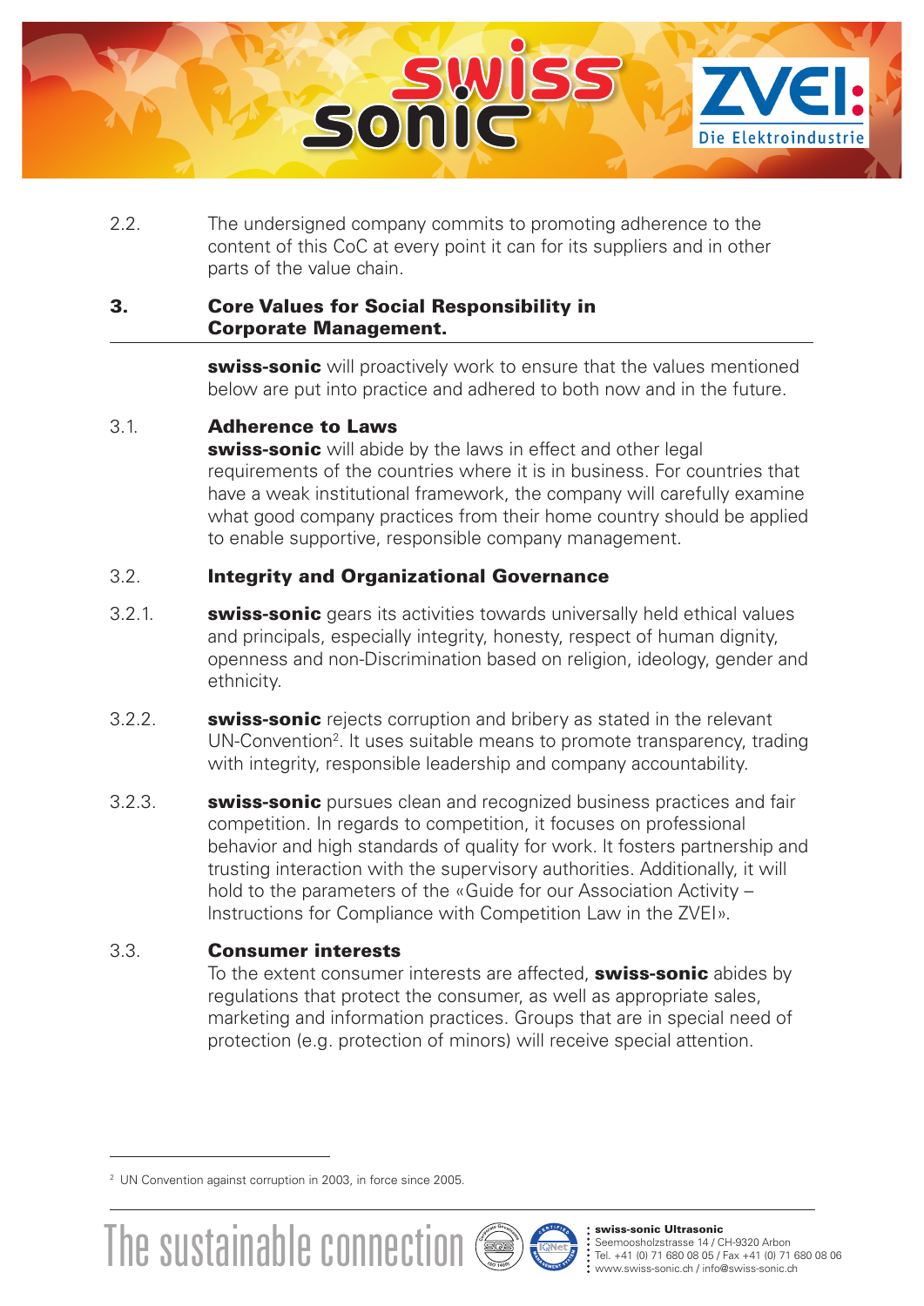2.2. The undersigned company commits to promoting adherence to the content of this CoC at every point it can for its suppliers and in other parts of the value chain.

## 3. Core Values for Social Responsibility in Corporate Management.

**swiss-sonic** will proactively work to ensure that the values mentioned below are put into practice and adhered to both now and in the future.

### 3.1. Adherence to Laws

**swiss-sonic** will abide by the laws in effect and other legal requirements of the countries where it is in business. For countries that have a weak institutional framework, the company will carefully examine what good company practices from their home country should be applied to enable supportive, responsible company management.

### 3.2. Integrity and Organizational Governance

3.2.1. **swiss-sonic** gears its activities towards universally held ethical values and principals, especially integrity, honesty, respect of human dignity, openness and non-Discrimination based on religion, ideology, gender and ethnicity.

3.2.2. **swiss-sonic** rejects corruption and bribery as stated in the relevant UN-Convention[2]. It uses suitable means to promote transparency, trading with integrity, responsible leadership and company accountability.

3.2.3. **swiss-sonic** pursues clean and recognized business practices and fair competition. In regards to competition, it focuses on professional behavior and high standards of quality for work. It fosters partnership and trusting interaction with the supervisory authorities. Additionally, it will hold to the parameters of the «Guide for our Association Activity – Instructions for Compliance with Competition Law in the ZVEI».

### 3.3. Consumer interests

To the extent consumer interests are affected, **swiss-sonic** abides by regulations that protect the consumer, as well as appropriate sales, marketing and information practices. Groups that are in special need of protection (e.g. protection of minors) will receive special attention.

---

[2] UN Convention against corruption in 2003, in force since 2005.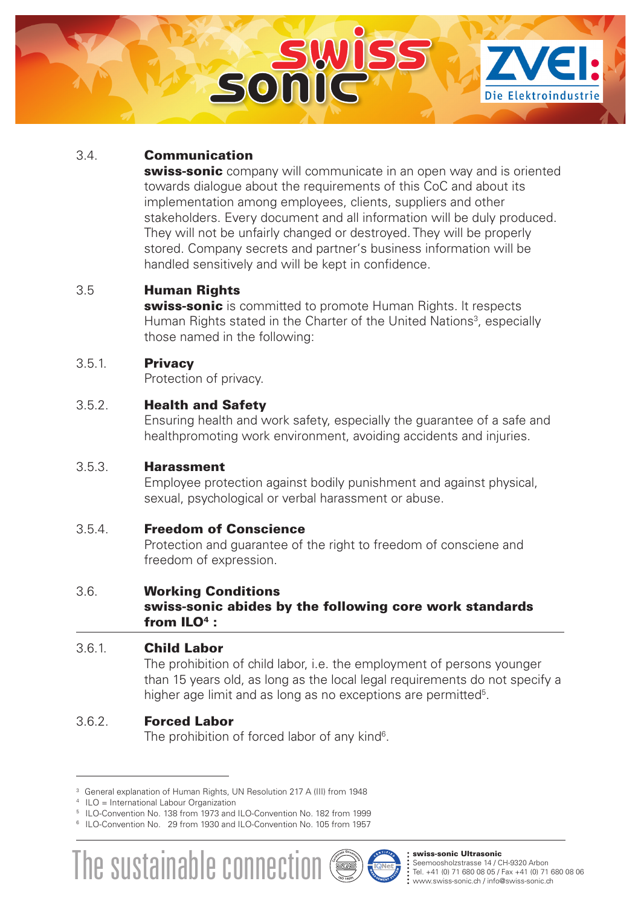### 3.4. Communication

**swiss-sonic** company will communicate in an open way and is oriented towards dialogue about the requirements of this CoC and about its implementation among employees, clients, suppliers and other stakeholders. Every document and all information will be duly produced. They will not be unfairly changed or destroyed. They will be properly stored. Company secrets and partner's business information will be handled sensitively and will be kept in confidence.

### 3.5 Human Rights

**swiss-sonic** is committed to promote Human Rights. It respects Human Rights stated in the Charter of the United Nations[3], especially those named in the following:

#### 3.5.1. Privacy

Protection of privacy.

#### 3.5.2. Health and Safety

Ensuring health and work safety, especially the guarantee of a safe and healthpromoting work environment, avoiding accidents and injuries.

#### 3.5.3. Harassment

Employee protection against bodily punishment and against physical, sexual, psychological or verbal harassment or abuse.

#### 3.5.4. Freedom of Conscience

Protection and guarantee of the right to freedom of consciene and freedom of expression.

### 3.6. Working Conditions

**swiss-sonic abides by the following core work standards from ILO[4] :**

---

#### 3.6.1. Child Labor

The prohibition of child labor, i.e. the employment of persons younger than 15 years old, as long as the local legal requirements do not specify a higher age limit and as long as no exceptions are permitted[5].

#### 3.6.2. Forced Labor

The prohibition of forced labor of any kind[6].

---

[3] General explanation of Human Rights, UN Resolution 217 A (III) from 1948

[4] ILO = International Labour Organization

[5] ILO-Convention No. 138 from 1973 and ILO-Convention No. 182 from 1999

[6] ILO-Convention No. 29 from 1930 and ILO-Convention No. 105 from 1957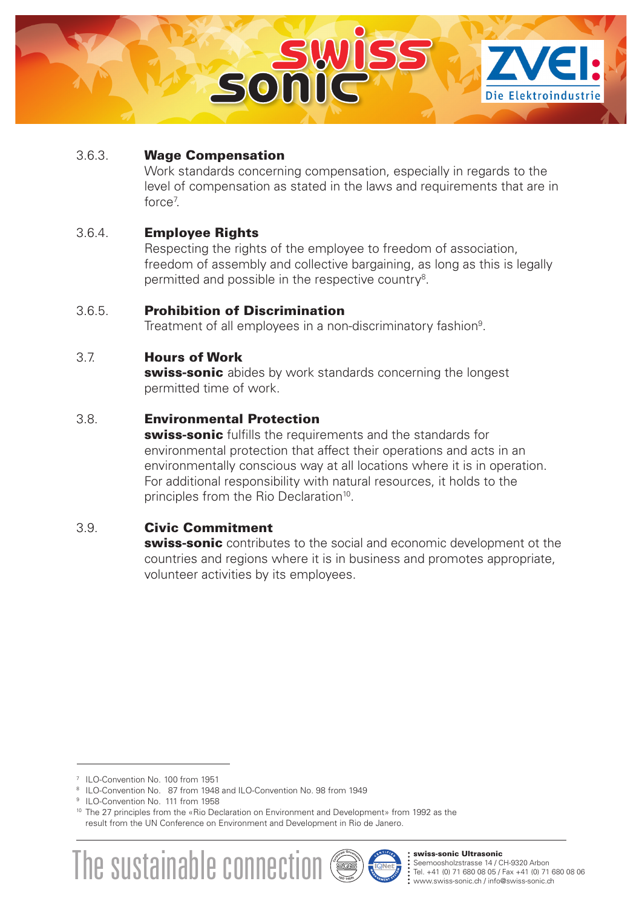### 3.6.3. Wage Compensation

Work standards concerning compensation, especially in regards to the level of compensation as stated in the laws and requirements that are in force[7].

### 3.6.4. Employee Rights

Respecting the rights of the employee to freedom of association, freedom of assembly and collective bargaining, as long as this is legally permitted and possible in the respective country[8].

### 3.6.5. Prohibition of Discrimination

Treatment of all employees in a non-discriminatory fashion[9].

## 3.7. Hours of Work

**swiss-sonic** abides by work standards concerning the longest permitted time of work.

## 3.8. Environmental Protection

**swiss-sonic** fulfills the requirements and the standards for environmental protection that affect their operations and acts in an environmentally conscious way at all locations where it is in operation. For additional responsibility with natural resources, it holds to the principles from the Rio Declaration[10].

## 3.9. Civic Commitment

**swiss-sonic** contributes to the social and economic development ot the countries and regions where it is in business and promotes appropriate, volunteer activities by its employees.

---

[7] ILO-Convention No. 100 from 1951

[8] ILO-Convention No. 87 from 1948 and ILO-Convention No. 98 from 1949

[9] ILO-Convention No. 111 from 1958

[10] The 27 principles from the «Rio Declaration on Environment and Development» from 1992 as the result from the UN Conference on Environment and Development in Rio de Janero.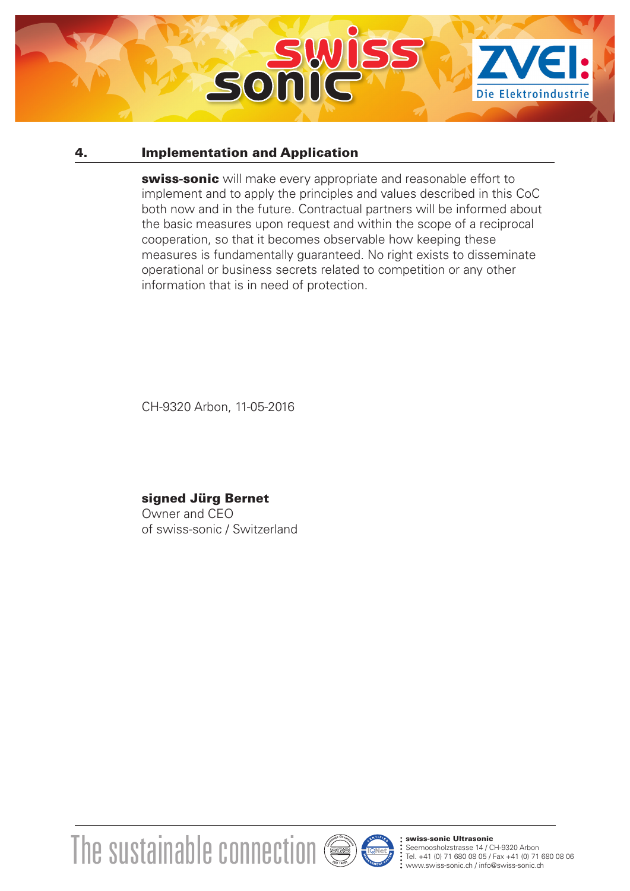## 4. Implementation and Application

**swiss-sonic** will make every appropriate and reasonable effort to implement and to apply the principles and values described in this CoC both now and in the future. Contractual partners will be informed about the basic measures upon request and within the scope of a reciprocal cooperation, so that it becomes observable how keeping these measures is fundamentally guaranteed. No right exists to disseminate operational or business secrets related to competition or any other information that is in need of protection.

CH-9320 Arbon, 11-05-2016

**signed Jürg Bernet**
Owner and CEO
of swiss-sonic / Switzerland